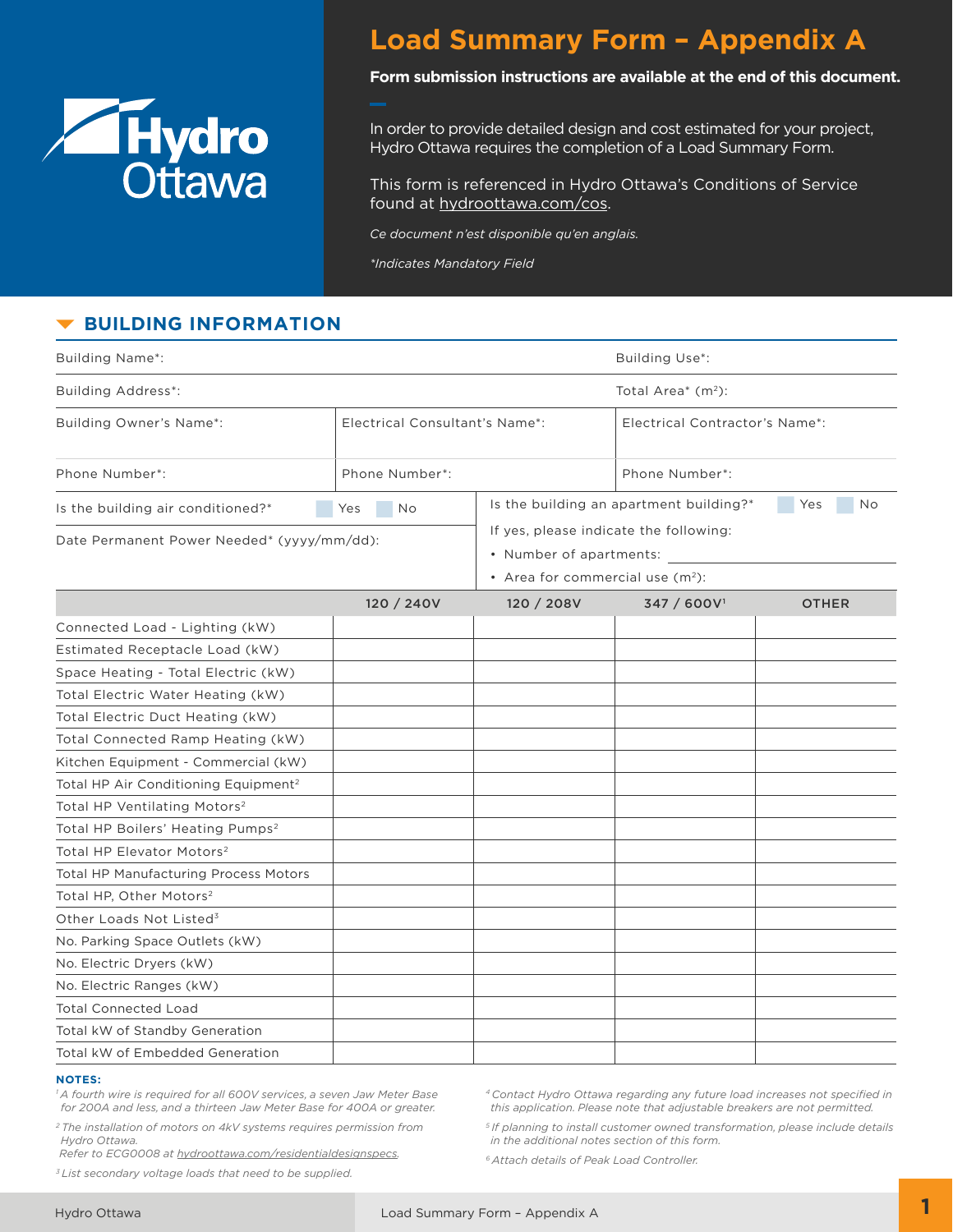# Load Summary Form – Appendix A

**Form submission instructions are available at the end of this document.**

In order to provide detailed design and cost estimated for your project, Hydro Ottawa requires the completion of a Load Summary Form.

This form is referenced in Hydro Ottawa's Conditions of Service found at hydroottawa.com/cos.

*Ce document n'est disponible qu'en anglais.*

*\*Indicates Mandatory Field*

## BUILDING INFORMATION

Building Name*:

Building Use*:

Building Address*:

Total Area* (m²):

| Building Owner's Name*: | Electrical Consultant's Name*: | Electrical Contractor's Name*: |
|---|---|---|
| Phone Number*: | Phone Number*: | Phone Number*: |

Is the building air conditioned?* ☐ Yes ☐ No

Date Permanent Power Needed* (yyyy/mm/dd):

Is the building an apartment building?* ☐ Yes ☐ No

If yes, please indicate the following:

- Number of apartments:
- Area for commercial use (m²):

| | 120 / 240V | 120 / 208V | 347 / 600V[1] | OTHER |
|---|---|---|---|---|
| Connected Load - Lighting (kW) | | | | |
| Estimated Receptacle Load (kW) | | | | |
| Space Heating - Total Electric (kW) | | | | |
| Total Electric Water Heating (kW) | | | | |
| Total Electric Duct Heating (kW) | | | | |
| Total Connected Ramp Heating (kW) | | | | |
| Kitchen Equipment - Commercial (kW) | | | | |
| Total HP Air Conditioning Equipment[2] | | | | |
| Total HP Ventilating Motors[2] | | | | |
| Total HP Boilers' Heating Pumps[2] | | | | |
| Total HP Elevator Motors[2] | | | | |
| Total HP Manufacturing Process Motors | | | | |
| Total HP, Other Motors[2] | | | | |
| Other Loads Not Listed[3] | | | | |
| No. Parking Space Outlets (kW) | | | | |
| No. Electric Dryers (kW) | | | | |
| No. Electric Ranges (kW) | | | | |
| Total Connected Load | | | | |
| Total kW of Standby Generation | | | | |
| Total kW of Embedded Generation | | | | |

**NOTES:**

[1] *A fourth wire is required for all 600V services, a seven Jaw Meter Base for 200A and less, and a thirteen Jaw Meter Base for 400A or greater.*

[2] *The installation of motors on 4kV systems requires permission from Hydro Ottawa. Refer to ECG0008 at hydroottawa.com/residentialdesignspecs.*

[3] *List secondary voltage loads that need to be supplied.*

[4] *Contact Hydro Ottawa regarding any future load increases not specified in this application. Please note that adjustable breakers are not permitted.*

[5] *If planning to install customer owned transformation, please include details in the additional notes section of this form.*

[6] *Attach details of Peak Load Controller.*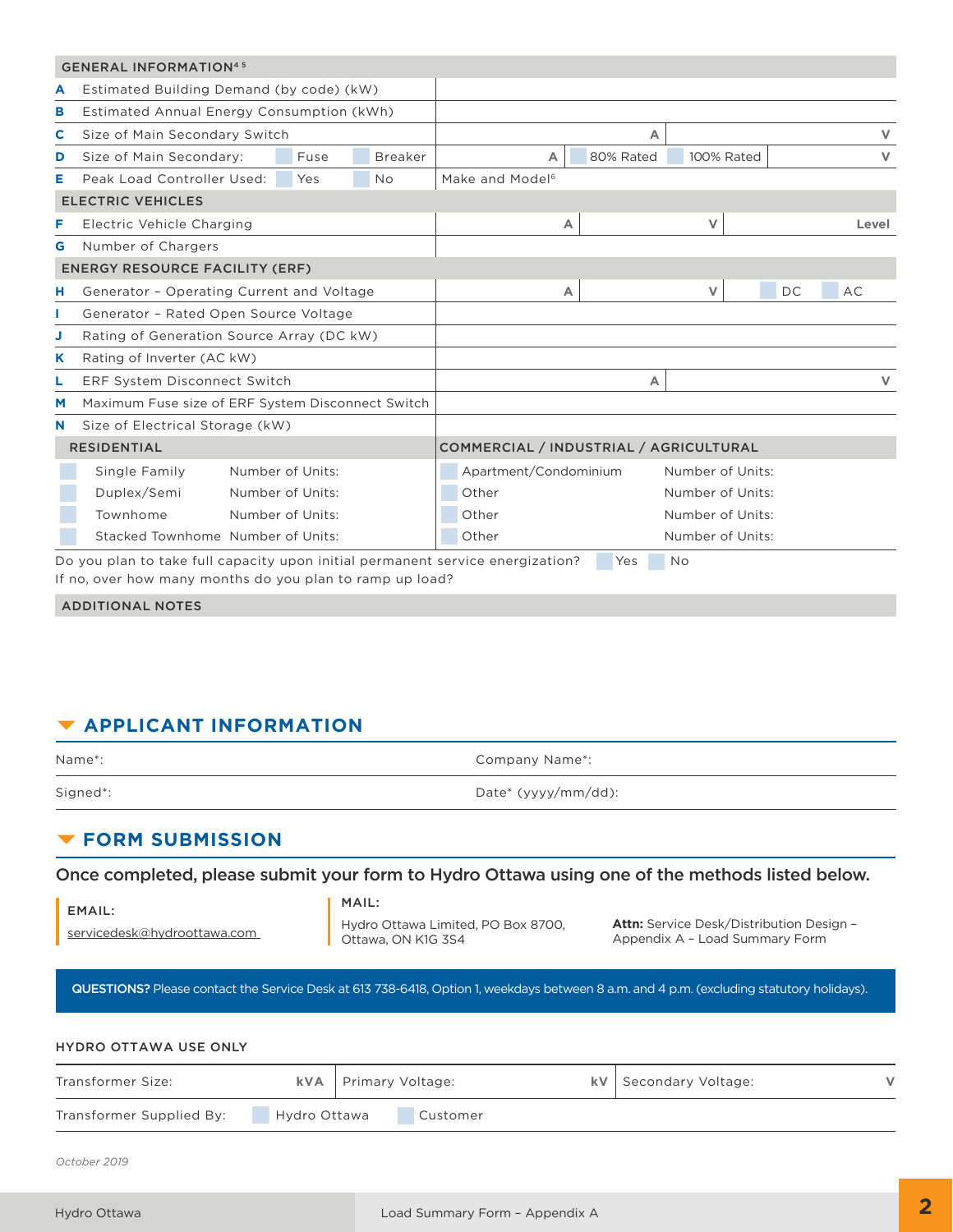| GENERAL INFORMATION[4 5] | | | | |
|---|---|---|---|---|
| **A** Estimated Building Demand (by code) (kW) | | | | |
| **B** Estimated Annual Energy Consumption (kWh) | | | | |
| **C** Size of Main Secondary Switch | A | | V | |
| **D** Size of Main Secondary: ☐ Fuse ☐ Breaker | A | ☐ 80% Rated | ☐ 100% Rated | V |
| **E** Peak Load Controller Used: ☐ Yes ☐ No | Make and Model[6] | | | |
| **ELECTRIC VEHICLES** | | | | |
| **F** Electric Vehicle Charging | A | V | Level | |
| **G** Number of Chargers | | | | |
| **ENERGY RESOURCE FACILITY (ERF)** | | | | |
| **H** Generator – Operating Current and Voltage | A | V | ☐ DC | ☐ AC |
| **I** Generator – Rated Open Source Voltage | | | | |
| **J** Rating of Generation Source Array (DC kW) | | | | |
| **K** Rating of Inverter (AC kW) | | | | |
| **L** ERF System Disconnect Switch | A | | V | |
| **M** Maximum Fuse size of ERF System Disconnect Switch | | | | |
| **N** Size of Electrical Storage (kW) | | | | |

| RESIDENTIAL | | COMMERCIAL / INDUSTRIAL / AGRICULTURAL | |
|---|---|---|---|
| ☐ Single Family | Number of Units: | ☐ Apartment/Condominium | Number of Units: |
| ☐ Duplex/Semi | Number of Units: | ☐ Other | Number of Units: |
| ☐ Townhome | Number of Units: | ☐ Other | Number of Units: |
| ☐ Stacked Townhome | Number of Units: | ☐ Other | Number of Units: |

Do you plan to take full capacity upon initial permanent service energization? ☐ Yes ☐ No
If no, over how many months do you plan to ramp up load?

**ADDITIONAL NOTES**

## APPLICANT INFORMATION

| | |
|---|---|
| Name*: | Company Name*: |
| Signed*: | Date* (yyyy/mm/dd): |

## FORM SUBMISSION

**Once completed, please submit your form to Hydro Ottawa using one of the methods listed below.**

**EMAIL:**
servicedesk@hydroottawa.com

**MAIL:**
Hydro Ottawa Limited, PO Box 8700, Ottawa, ON K1G 3S4

**Attn:** Service Desk/Distribution Design – Appendix A – Load Summary Form

**QUESTIONS?** Please contact the Service Desk at 613 738-6418, Option 1, weekdays between 8 a.m. and 4 p.m. (excluding statutory holidays).

**HYDRO OTTAWA USE ONLY**

| | | |
|---|---|---|
| Transformer Size: kVA | Primary Voltage: kV | Secondary Voltage: V |
| Transformer Supplied By: ☐ Hydro Ottawa ☐ Customer | | |

*October 2019*